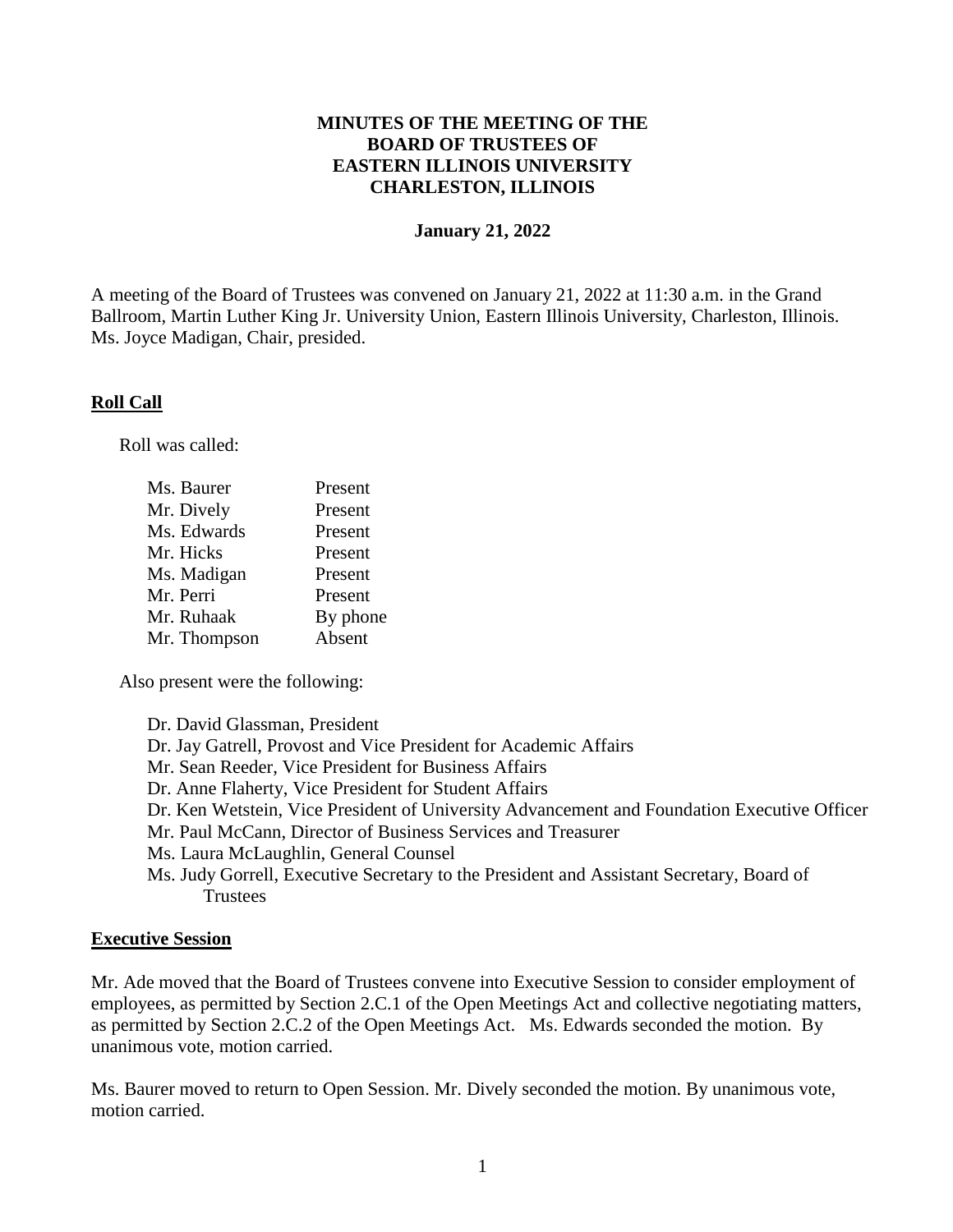# MINUTES OF THE MEETING OF THE BOARD OF TRUSTEES OF EASTERN ILLINOIS UNIVERSITY CHARLESTON, ILLINOIS

**January 21, 2022**

A meeting of the Board of Trustees was convened on January 21, 2022 at 11:30 a.m. in the Grand Ballroom, Martin Luther King Jr. University Union, Eastern Illinois University, Charleston, Illinois. Ms. Joyce Madigan, Chair, presided.

## Roll Call

Roll was called:

| | |
|---|---|
| Ms. Baurer | Present |
| Mr. Dively | Present |
| Ms. Edwards | Present |
| Mr. Hicks | Present |
| Ms. Madigan | Present |
| Mr. Perri | Present |
| Mr. Ruhaak | By phone |
| Mr. Thompson | Absent |

Also present were the following:

- Dr. David Glassman, President
- Dr. Jay Gatrell, Provost and Vice President for Academic Affairs
- Mr. Sean Reeder, Vice President for Business Affairs
- Dr. Anne Flaherty, Vice President for Student Affairs
- Dr. Ken Wetstein, Vice President of University Advancement and Foundation Executive Officer
- Mr. Paul McCann, Director of Business Services and Treasurer
- Ms. Laura McLaughlin, General Counsel
- Ms. Judy Gorrell, Executive Secretary to the President and Assistant Secretary, Board of Trustees

## Executive Session

Mr. Ade moved that the Board of Trustees convene into Executive Session to consider employment of employees, as permitted by Section 2.C.1 of the Open Meetings Act and collective negotiating matters, as permitted by Section 2.C.2 of the Open Meetings Act. Ms. Edwards seconded the motion. By unanimous vote, motion carried.

Ms. Baurer moved to return to Open Session. Mr. Dively seconded the motion. By unanimous vote, motion carried.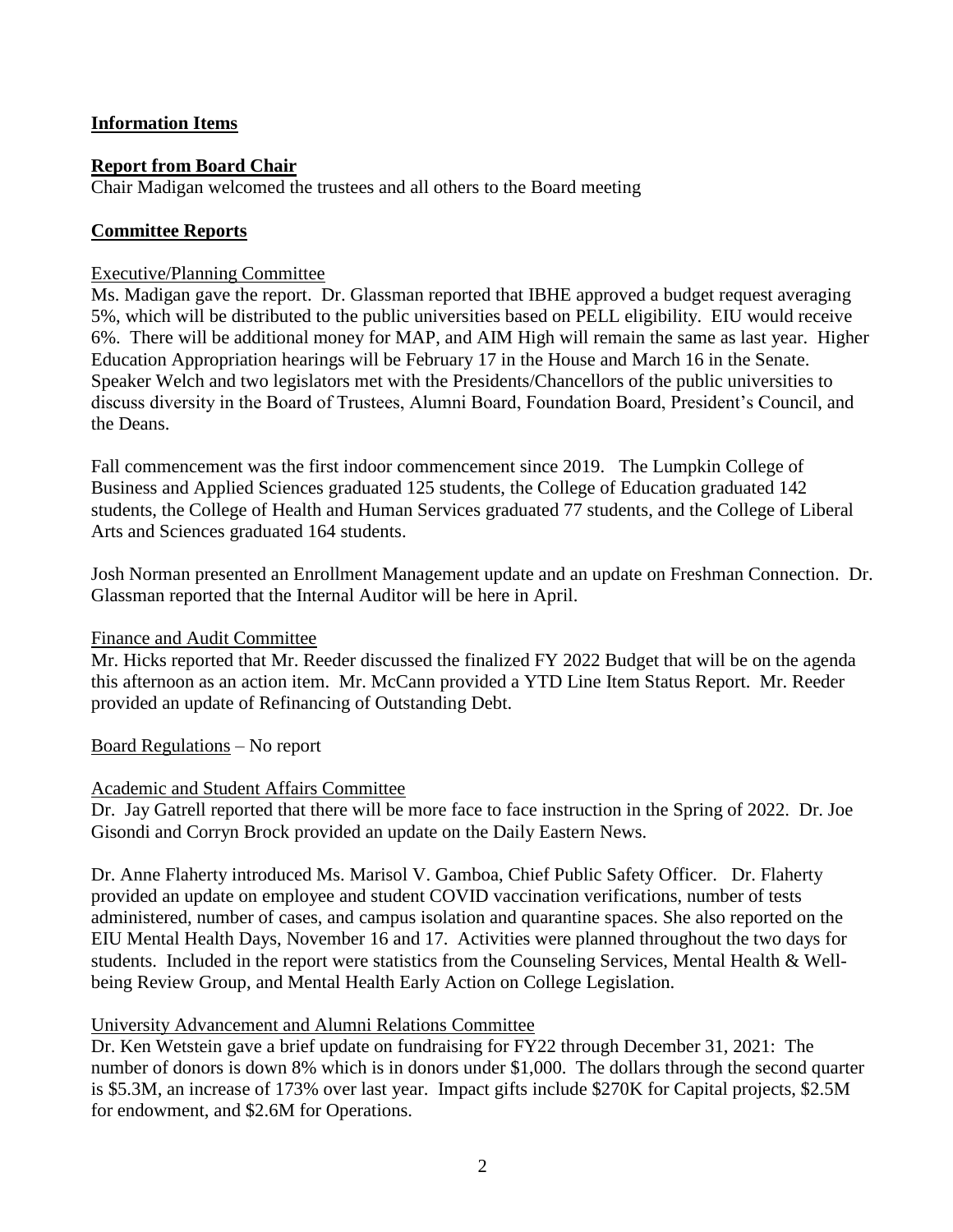**Information Items**

**Report from Board Chair**

Chair Madigan welcomed the trustees and all others to the Board meeting

**Committee Reports**

Executive/Planning Committee

Ms. Madigan gave the report. Dr. Glassman reported that IBHE approved a budget request averaging 5%, which will be distributed to the public universities based on PELL eligibility. EIU would receive 6%. There will be additional money for MAP, and AIM High will remain the same as last year. Higher Education Appropriation hearings will be February 17 in the House and March 16 in the Senate. Speaker Welch and two legislators met with the Presidents/Chancellors of the public universities to discuss diversity in the Board of Trustees, Alumni Board, Foundation Board, President's Council, and the Deans.

Fall commencement was the first indoor commencement since 2019. The Lumpkin College of Business and Applied Sciences graduated 125 students, the College of Education graduated 142 students, the College of Health and Human Services graduated 77 students, and the College of Liberal Arts and Sciences graduated 164 students.

Josh Norman presented an Enrollment Management update and an update on Freshman Connection. Dr. Glassman reported that the Internal Auditor will be here in April.

Finance and Audit Committee

Mr. Hicks reported that Mr. Reeder discussed the finalized FY 2022 Budget that will be on the agenda this afternoon as an action item. Mr. McCann provided a YTD Line Item Status Report. Mr. Reeder provided an update of Refinancing of Outstanding Debt.

Board Regulations – No report

Academic and Student Affairs Committee

Dr. Jay Gatrell reported that there will be more face to face instruction in the Spring of 2022. Dr. Joe Gisondi and Corryn Brock provided an update on the Daily Eastern News.

Dr. Anne Flaherty introduced Ms. Marisol V. Gamboa, Chief Public Safety Officer. Dr. Flaherty provided an update on employee and student COVID vaccination verifications, number of tests administered, number of cases, and campus isolation and quarantine spaces. She also reported on the EIU Mental Health Days, November 16 and 17. Activities were planned throughout the two days for students. Included in the report were statistics from the Counseling Services, Mental Health & Well-being Review Group, and Mental Health Early Action on College Legislation.

University Advancement and Alumni Relations Committee

Dr. Ken Wetstein gave a brief update on fundraising for FY22 through December 31, 2021: The number of donors is down 8% which is in donors under $1,000. The dollars through the second quarter is $5.3M, an increase of 173% over last year. Impact gifts include $270K for Capital projects, $2.5M for endowment, and $2.6M for Operations.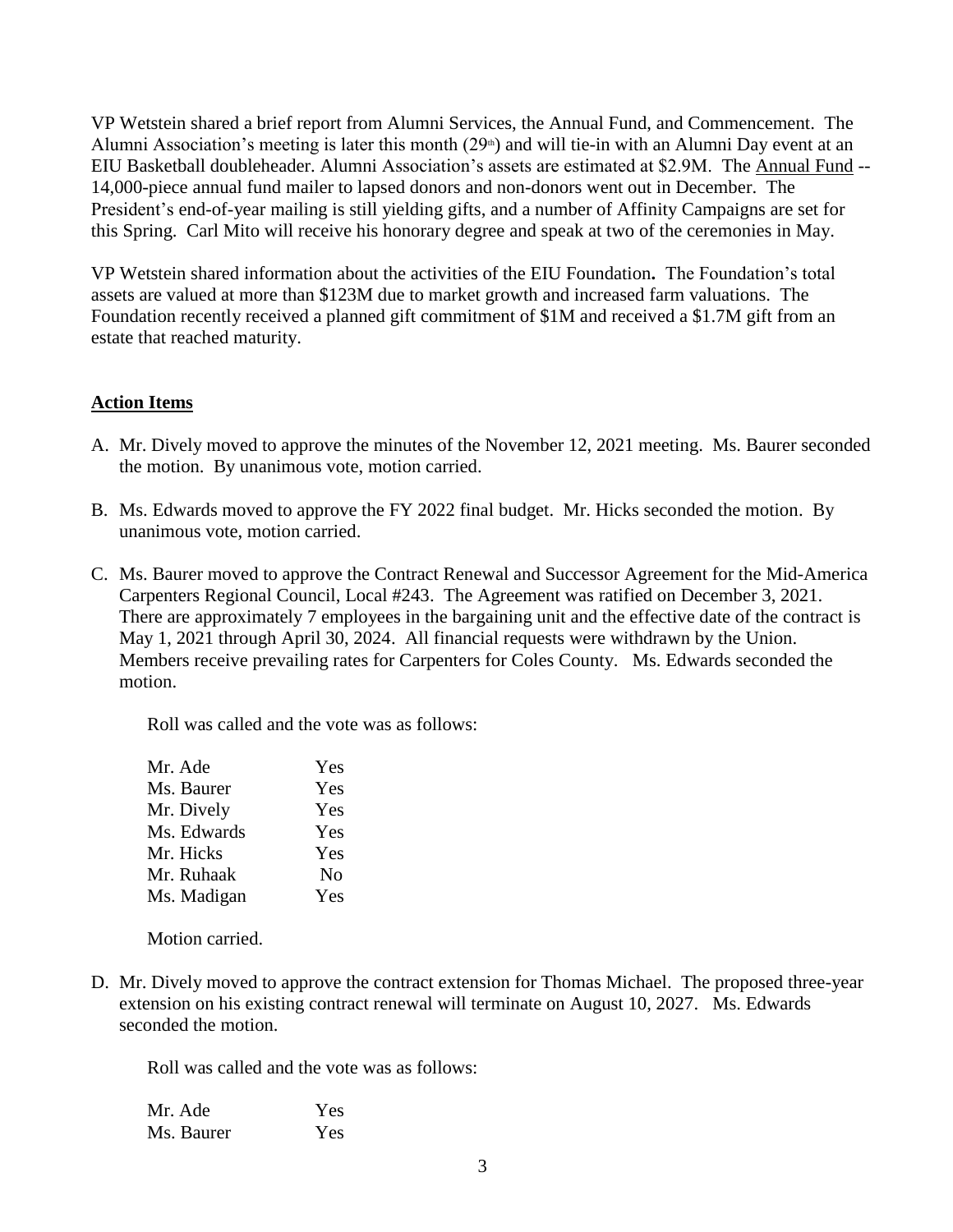VP Wetstein shared a brief report from Alumni Services, the Annual Fund, and Commencement. The Alumni Association's meeting is later this month (29th) and will tie-in with an Alumni Day event at an EIU Basketball doubleheader. Alumni Association's assets are estimated at $2.9M. The Annual Fund -- 14,000-piece annual fund mailer to lapsed donors and non-donors went out in December. The President's end-of-year mailing is still yielding gifts, and a number of Affinity Campaigns are set for this Spring. Carl Mito will receive his honorary degree and speak at two of the ceremonies in May.

VP Wetstein shared information about the activities of the EIU Foundation**.** The Foundation's total assets are valued at more than $123M due to market growth and increased farm valuations. The Foundation recently received a planned gift commitment of $1M and received a $1.7M gift from an estate that reached maturity.

## Action Items

A. Mr. Dively moved to approve the minutes of the November 12, 2021 meeting. Ms. Baurer seconded the motion. By unanimous vote, motion carried.

B. Ms. Edwards moved to approve the FY 2022 final budget. Mr. Hicks seconded the motion. By unanimous vote, motion carried.

C. Ms. Baurer moved to approve the Contract Renewal and Successor Agreement for the Mid-America Carpenters Regional Council, Local #243. The Agreement was ratified on December 3, 2021. There are approximately 7 employees in the bargaining unit and the effective date of the contract is May 1, 2021 through April 30, 2024. All financial requests were withdrawn by the Union. Members receive prevailing rates for Carpenters for Coles County. Ms. Edwards seconded the motion.

   Roll was called and the vote was as follows:

   | | |
   |---|---|
   | Mr. Ade | Yes |
   | Ms. Baurer | Yes |
   | Mr. Dively | Yes |
   | Ms. Edwards | Yes |
   | Mr. Hicks | Yes |
   | Mr. Ruhaak | No |
   | Ms. Madigan | Yes |

   Motion carried.

D. Mr. Dively moved to approve the contract extension for Thomas Michael. The proposed three-year extension on his existing contract renewal will terminate on August 10, 2027. Ms. Edwards seconded the motion.

   Roll was called and the vote was as follows:

   | | |
   |---|---|
   | Mr. Ade | Yes |
   | Ms. Baurer | Yes |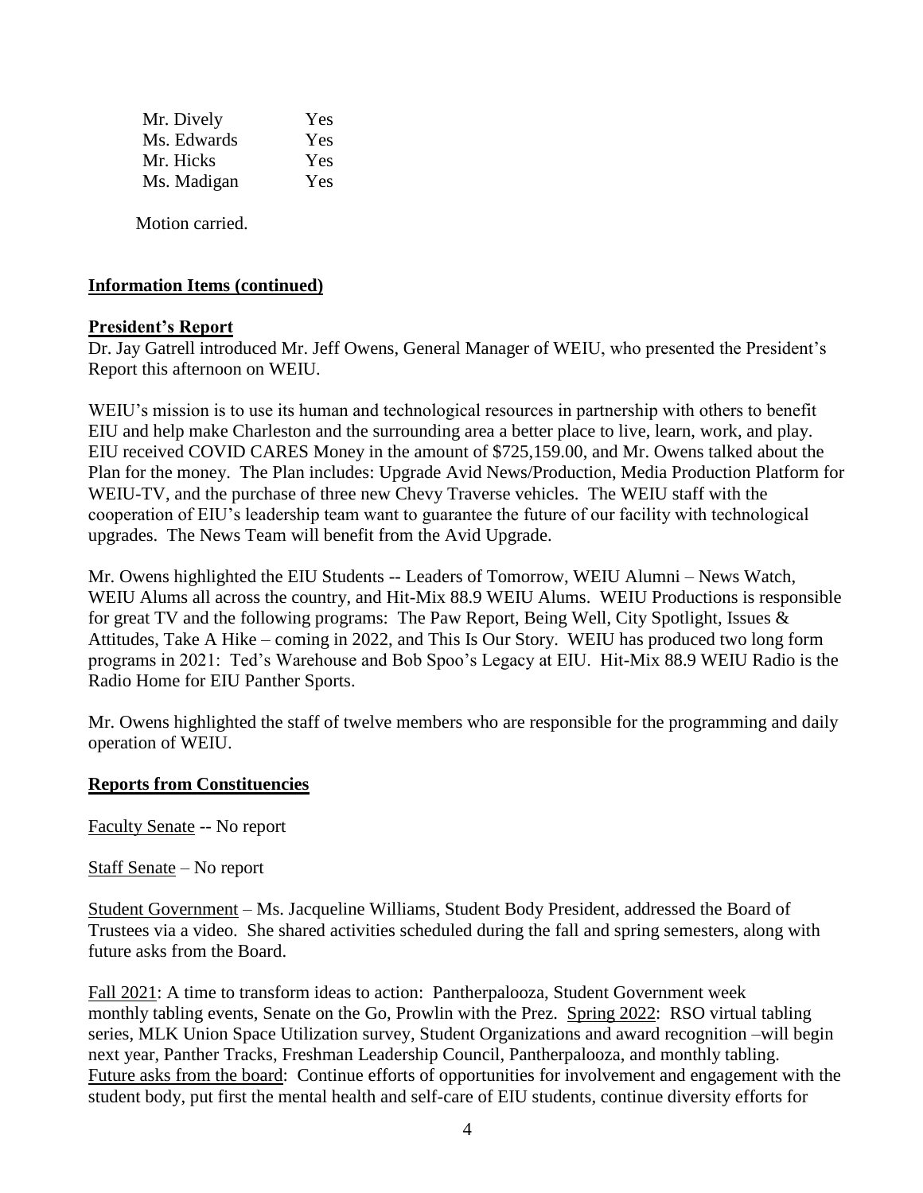| | |
|---|---|
| Mr. Dively | Yes |
| Ms. Edwards | Yes |
| Mr. Hicks | Yes |
| Ms. Madigan | Yes |

Motion carried.

**Information Items (continued)**

**President's Report**

Dr. Jay Gatrell introduced Mr. Jeff Owens, General Manager of WEIU, who presented the President's Report this afternoon on WEIU.

WEIU's mission is to use its human and technological resources in partnership with others to benefit EIU and help make Charleston and the surrounding area a better place to live, learn, work, and play. EIU received COVID CARES Money in the amount of $725,159.00, and Mr. Owens talked about the Plan for the money. The Plan includes: Upgrade Avid News/Production, Media Production Platform for WEIU-TV, and the purchase of three new Chevy Traverse vehicles. The WEIU staff with the cooperation of EIU's leadership team want to guarantee the future of our facility with technological upgrades. The News Team will benefit from the Avid Upgrade.

Mr. Owens highlighted the EIU Students -- Leaders of Tomorrow, WEIU Alumni – News Watch, WEIU Alums all across the country, and Hit-Mix 88.9 WEIU Alums. WEIU Productions is responsible for great TV and the following programs: The Paw Report, Being Well, City Spotlight, Issues & Attitudes, Take A Hike – coming in 2022, and This Is Our Story. WEIU has produced two long form programs in 2021: Ted's Warehouse and Bob Spoo's Legacy at EIU. Hit-Mix 88.9 WEIU Radio is the Radio Home for EIU Panther Sports.

Mr. Owens highlighted the staff of twelve members who are responsible for the programming and daily operation of WEIU.

**Reports from Constituencies**

Faculty Senate -- No report

Staff Senate – No report

Student Government – Ms. Jacqueline Williams, Student Body President, addressed the Board of Trustees via a video. She shared activities scheduled during the fall and spring semesters, along with future asks from the Board.

Fall 2021: A time to transform ideas to action: Pantherpalooza, Student Government week monthly tabling events, Senate on the Go, Prowlin with the Prez. Spring 2022: RSO virtual tabling series, MLK Union Space Utilization survey, Student Organizations and award recognition –will begin next year, Panther Tracks, Freshman Leadership Council, Pantherpalooza, and monthly tabling. Future asks from the board: Continue efforts of opportunities for involvement and engagement with the student body, put first the mental health and self-care of EIU students, continue diversity efforts for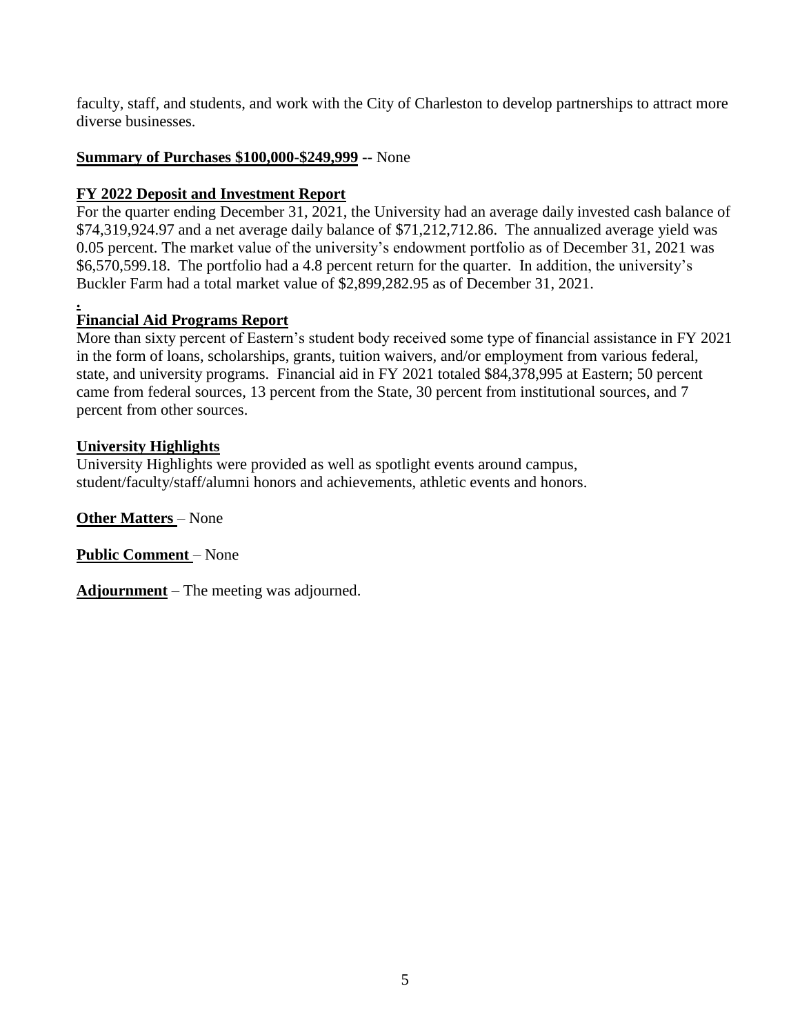faculty, staff, and students, and work with the City of Charleston to develop partnerships to attract more diverse businesses.

**Summary of Purchases $100,000-$249,999** -- None

**FY 2022 Deposit and Investment Report**

For the quarter ending December 31, 2021, the University had an average daily invested cash balance of $74,319,924.97 and a net average daily balance of $71,212,712.86. The annualized average yield was 0.05 percent. The market value of the university's endowment portfolio as of December 31, 2021 was $6,570,599.18. The portfolio had a 4.8 percent return for the quarter. In addition, the university's Buckler Farm had a total market value of $2,899,282.95 as of December 31, 2021.

**.**

**Financial Aid Programs Report**

More than sixty percent of Eastern's student body received some type of financial assistance in FY 2021 in the form of loans, scholarships, grants, tuition waivers, and/or employment from various federal, state, and university programs. Financial aid in FY 2021 totaled $84,378,995 at Eastern; 50 percent came from federal sources, 13 percent from the State, 30 percent from institutional sources, and 7 percent from other sources.

**University Highlights**

University Highlights were provided as well as spotlight events around campus, student/faculty/staff/alumni honors and achievements, athletic events and honors.

**Other Matters** – None

**Public Comment** – None

**Adjournment** – The meeting was adjourned.